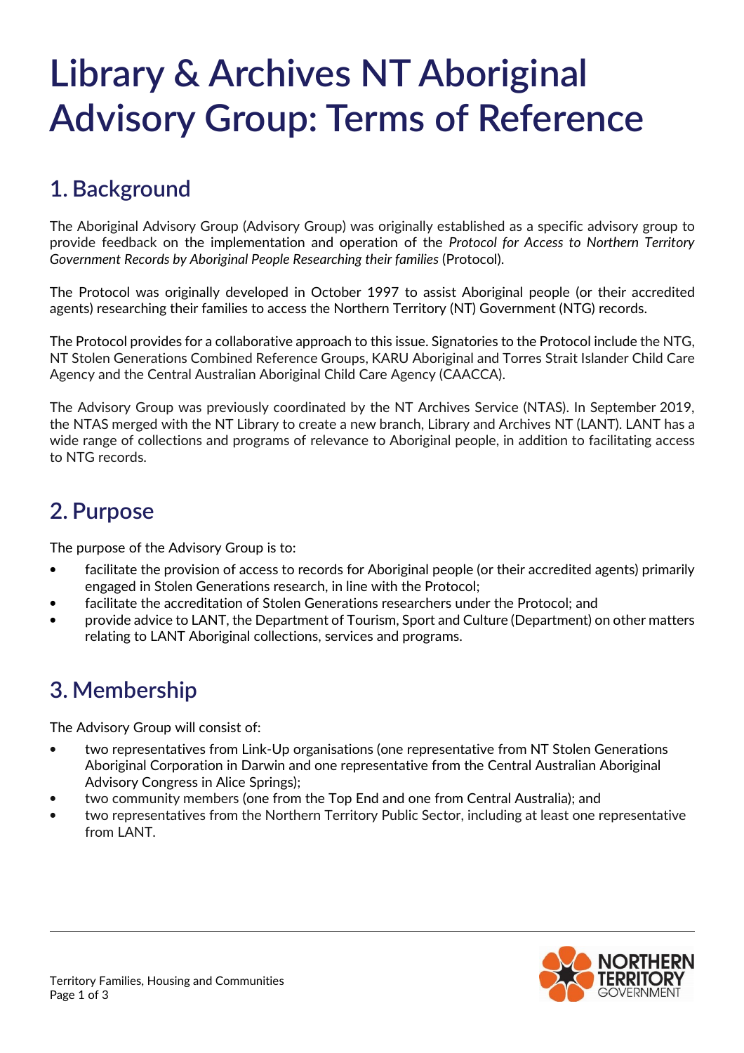# Library & Archives NT Aboriginal Advisory Group: Terms of Reference

## 1. Background

The Aboriginal Advisory Group (Advisory Group) was originally established as a specific advisory group to provide feedback on the implementation and operation of the *Protocol for Access to Northern Territory Government Records by Aboriginal People Researching their families* (Protocol).

The Protocol was originally developed in October 1997 to assist Aboriginal people (or their accredited agents) researching their families to access the Northern Territory (NT) Government (NTG) records.

The Protocol provides for a collaborative approach to this issue. Signatories to the Protocol include the NTG, NT Stolen Generations Combined Reference Groups, KARU Aboriginal and Torres Strait Islander Child Care Agency and the Central Australian Aboriginal Child Care Agency (CAACCA).

The Advisory Group was previously coordinated by the NT Archives Service (NTAS). In September 2019, the NTAS merged with the NT Library to create a new branch, Library and Archives NT (LANT). LANT has a wide range of collections and programs of relevance to Aboriginal people, in addition to facilitating access to NTG records.

## 2. Purpose

The purpose of the Advisory Group is to:

- facilitate the provision of access to records for Aboriginal people (or their accredited agents) primarily engaged in Stolen Generations research, in line with the Protocol;
- facilitate the accreditation of Stolen Generations researchers under the Protocol; and
- provide advice to LANT, the Department of Tourism, Sport and Culture (Department) on other matters relating to LANT Aboriginal collections, services and programs.

## 3. Membership

The Advisory Group will consist of:

- two representatives from Link-Up organisations (one representative from NT Stolen Generations Aboriginal Corporation in Darwin and one representative from the Central Australian Aboriginal Advisory Congress in Alice Springs);
- two community members (one from the Top End and one from Central Australia); and
- two representatives from the Northern Territory Public Sector, including at least one representative from LANT.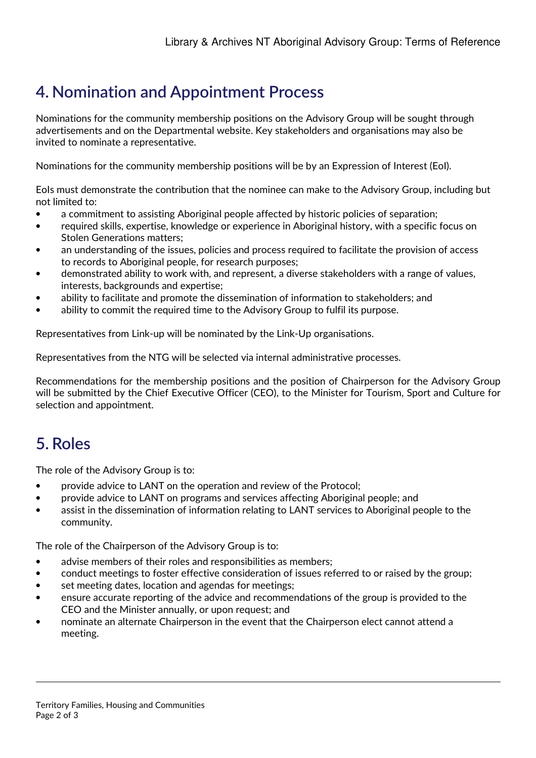## 4. Nomination and Appointment Process

Nominations for the community membership positions on the Advisory Group will be sought through advertisements and on the Departmental website. Key stakeholders and organisations may also be invited to nominate a representative.

Nominations for the community membership positions will be by an Expression of Interest (EoI).

EoIs must demonstrate the contribution that the nominee can make to the Advisory Group, including but not limited to:

- a commitment to assisting Aboriginal people affected by historic policies of separation;
- required skills, expertise, knowledge or experience in Aboriginal history, with a specific focus on Stolen Generations matters;
- an understanding of the issues, policies and process required to facilitate the provision of access to records to Aboriginal people, for research purposes;
- demonstrated ability to work with, and represent, a diverse stakeholders with a range of values, interests, backgrounds and expertise;
- ability to facilitate and promote the dissemination of information to stakeholders; and
- ability to commit the required time to the Advisory Group to fulfil its purpose.

Representatives from Link-up will be nominated by the Link-Up organisations.

Representatives from the NTG will be selected via internal administrative processes.

Recommendations for the membership positions and the position of Chairperson for the Advisory Group will be submitted by the Chief Executive Officer (CEO), to the Minister for Tourism, Sport and Culture for selection and appointment.

## 5. Roles

The role of the Advisory Group is to:

- provide advice to LANT on the operation and review of the Protocol;
- provide advice to LANT on programs and services affecting Aboriginal people; and
- assist in the dissemination of information relating to LANT services to Aboriginal people to the community.

The role of the Chairperson of the Advisory Group is to:

- advise members of their roles and responsibilities as members;
- conduct meetings to foster effective consideration of issues referred to or raised by the group;
- set meeting dates, location and agendas for meetings;
- ensure accurate reporting of the advice and recommendations of the group is provided to the CEO and the Minister annually, or upon request; and
- nominate an alternate Chairperson in the event that the Chairperson elect cannot attend a meeting.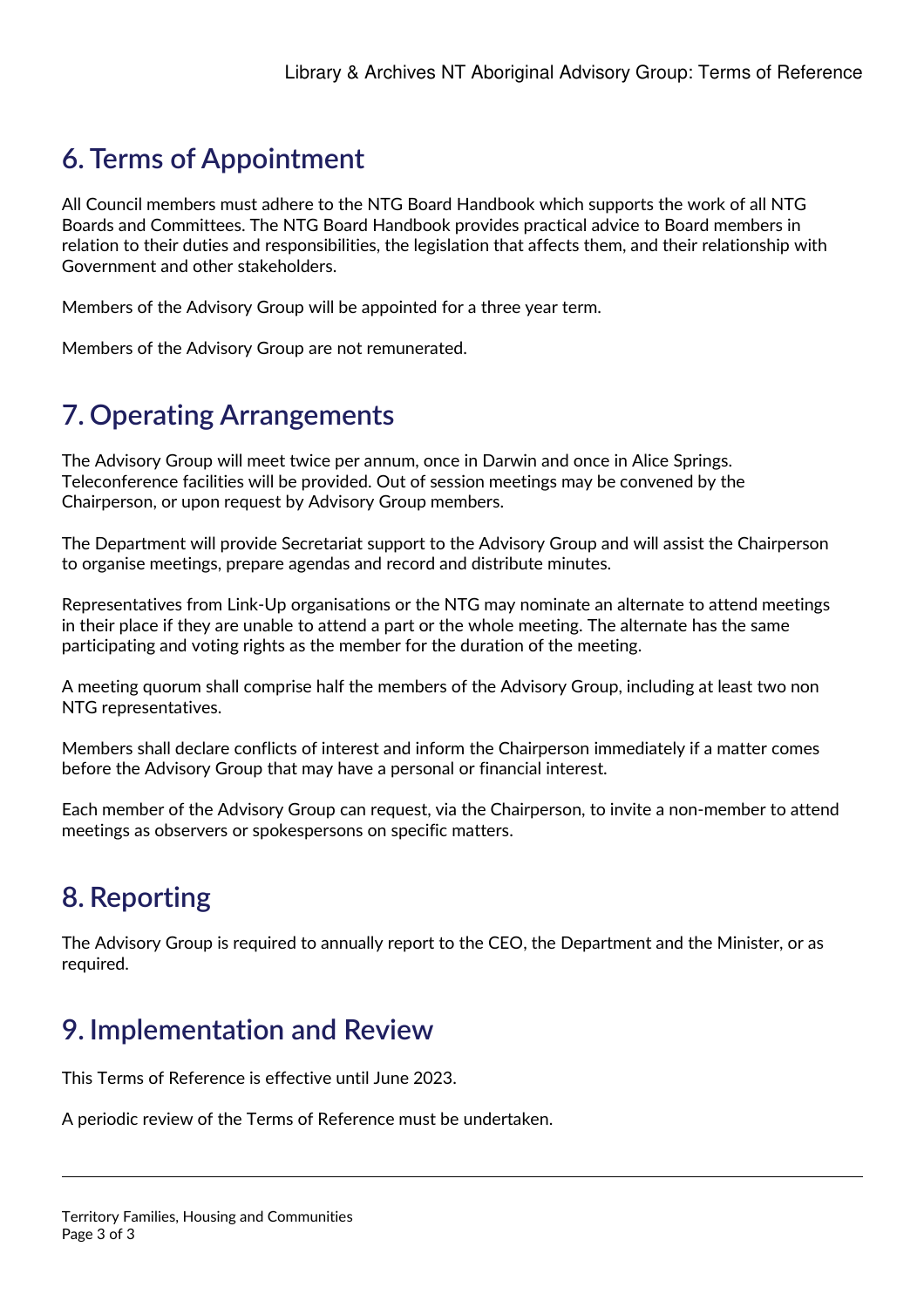## 6. Terms of Appointment

All Council members must adhere to the NTG Board Handbook which supports the work of all NTG Boards and Committees. The NTG Board Handbook provides practical advice to Board members in relation to their duties and responsibilities, the legislation that affects them, and their relationship with Government and other stakeholders.

Members of the Advisory Group will be appointed for a three year term.

Members of the Advisory Group are not remunerated.

## 7. Operating Arrangements

The Advisory Group will meet twice per annum, once in Darwin and once in Alice Springs. Teleconference facilities will be provided. Out of session meetings may be convened by the Chairperson, or upon request by Advisory Group members.

The Department will provide Secretariat support to the Advisory Group and will assist the Chairperson to organise meetings, prepare agendas and record and distribute minutes.

Representatives from Link-Up organisations or the NTG may nominate an alternate to attend meetings in their place if they are unable to attend a part or the whole meeting. The alternate has the same participating and voting rights as the member for the duration of the meeting.

A meeting quorum shall comprise half the members of the Advisory Group, including at least two non NTG representatives.

Members shall declare conflicts of interest and inform the Chairperson immediately if a matter comes before the Advisory Group that may have a personal or financial interest.

Each member of the Advisory Group can request, via the Chairperson, to invite a non-member to attend meetings as observers or spokespersons on specific matters.

## 8. Reporting

The Advisory Group is required to annually report to the CEO, the Department and the Minister, or as required.

## 9. Implementation and Review

This Terms of Reference is effective until June 2023.

A periodic review of the Terms of Reference must be undertaken.